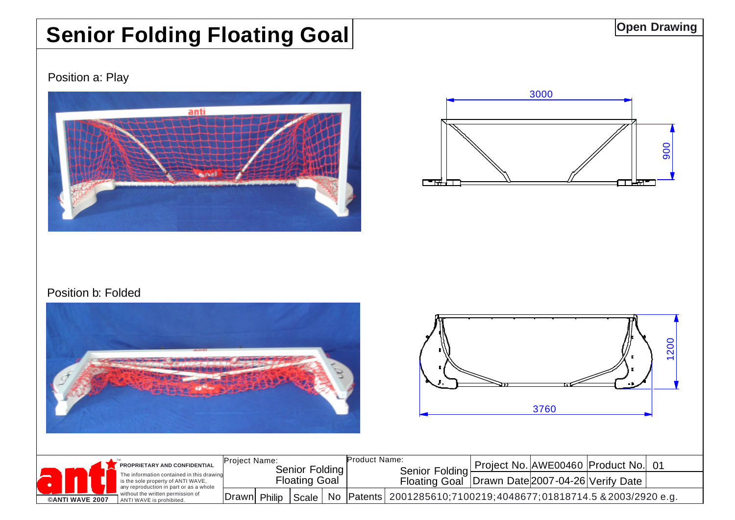# Senior Folding Floating Goal

**Open Drawing**

Position a: Play

3000

900

Position b: Folded

1200

3760

| | | | | | | | | | |
|---|---|---|---|---|---|---|---|---|---|
| **PROPRIETARY AND CONFIDENTIAL** The information contained in this drawing is the sole property of ANTI WAVE, any reproduction in part or as a whole without the written permission of ANTI WAVE is prohibited. | Project Name: Senior Folding Floating Goal | | | Product Name: Senior Folding Floating Goal | Project No. | AWE00460 | Product No. | 01 |
| | | | | | Drawn Date | 2007-04-26 | Verify Date | |
| ©ANTI WAVE 2007 | Drawn | Philip | Scale | No | Patents | 2001285610;7100219;4048677;01818714.5 &2003/2920 e.g. | | |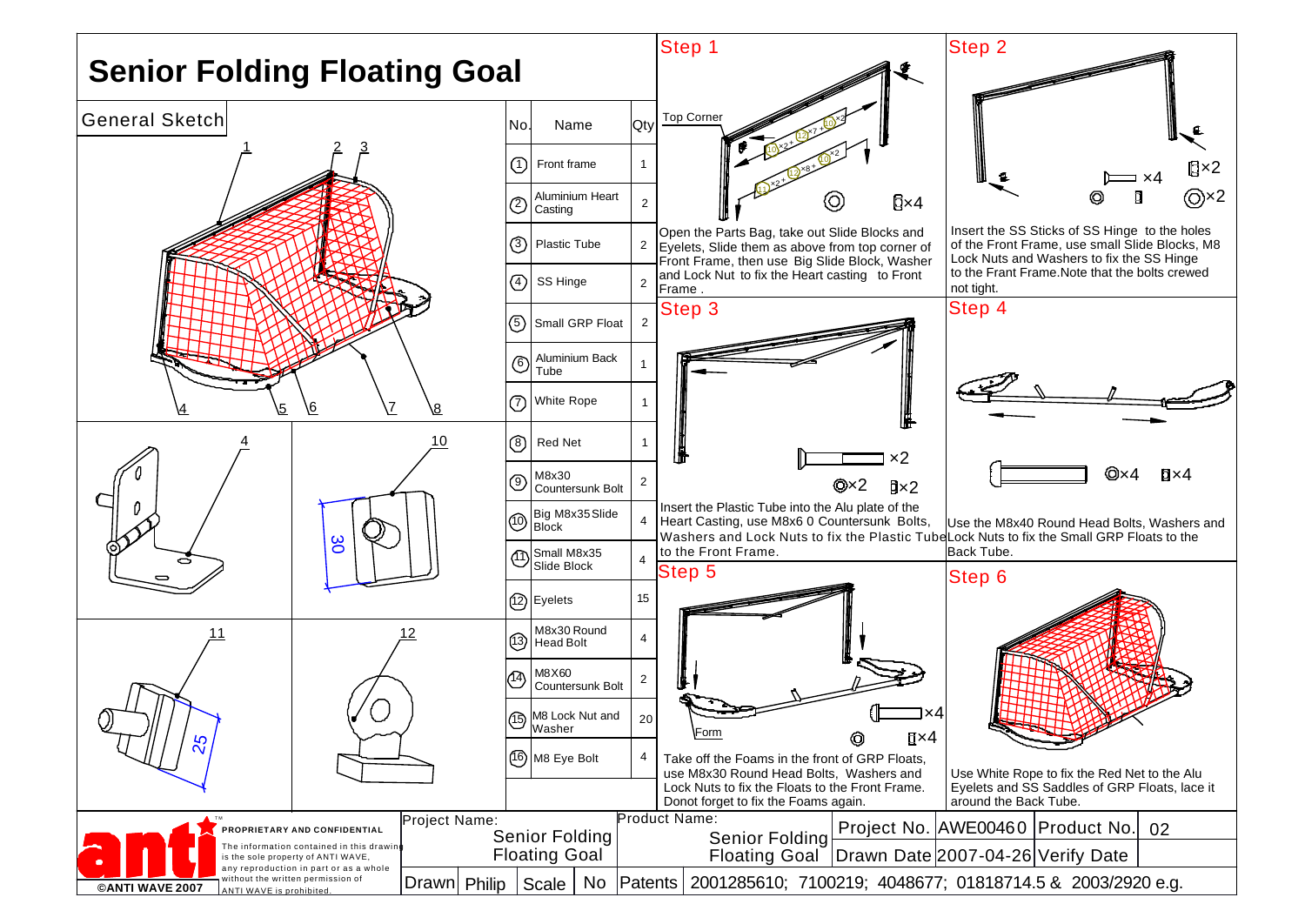# Senior Folding Floating Goal

## General Sketch

1 2 3 4 5 6 7 8

4 10 30

11 12 25

| No. | Name | Qty |
|---|---|---|
| 1 | Front frame | 1 |
| 2 | Aluminium Heart Casting | 2 |
| 3 | Plastic Tube | 2 |
| 4 | SS Hinge | 2 |
| 5 | Small GRP Float | 2 |
| 6 | Aluminium Back Tube | 1 |
| 7 | White Rope | 1 |
| 8 | Red Net | 1 |
| 9 | M8x30 Countersunk Bolt | 2 |
| 10 | Big M8x35 Slide Block | 4 |
| 11 | Small M8x35 Slide Block | 4 |
| 12 | Eyelets | 15 |
| 13 | M8x30 Round Head Bolt | 4 |
| 14 | M8X60 Countersunk Bolt | 2 |
| 15 | M8 Lock Nut and Washer | 20 |
| 16 | M8 Eye Bolt | 4 |

## Step 1

Top Corner

10 ×2 + 12 ×7 + 10 ×2

10 ×2 + 12 ×8 + 10 ×2

11 ×2 +

×4

Open the Parts Bag, take out Slide Blocks and Eyelets, Slide them as above from top corner of Front Frame, then use Big Slide Block, Washer and Lock Nut to fix the Heart casting to Front Frame .

## Step 2

×4 ×2 ×2

Insert the SS Sticks of SS Hinge to the holes of the Front Frame, use small Slide Blocks, M8 Lock Nuts and Washers to fix the SS Hinge to the Frant Front Frame.Note that the bolts crewed not tight.

## Step 3

×2 ×2 ×2

Insert the Plastic Tube into the Alu plate of the Heart Casting, use M8x6 0 Countersunk Bolts, Washers and Lock Nuts to fix the Plastic Tube to the Front Frame.

## Step 4

×4 ×4

Use the M8x40 Round Head Bolts, Washers and Lock Nuts to fix the Small GRP Floats to the Back Tube.

## Step 5

Form

×4 ×4

Take off the Foams in the front of GRP Floats, use M8x30 Round Head Bolts, Washers and Lock Nuts to fix the Floats to the Front Frame. Donot forget to fix the Foams again.

## Step 6

Use White Rope to fix the Red Net to the Alu Eyelets and SS Saddles of GRP Floats, lace it around the Back Tube.

---

anti ©ANTI WAVE 2007

**PROPRIETARY AND CONFIDENTIAL**

The information contained in this drawing is the sole property of ANTI WAVE, any reproduction in part or as a whole without the written permission of ANTI WAVE is prohibited.

| | | | | | | | | |
|---|---|---|---|---|---|---|---|---|
| Project Name: Senior Folding Floating Goal | | | | Product Name: Senior Folding Floating Goal | Project No. | AWE00460 | Product No. | 02 |
| | | | | | Drawn Date | 2007-04-26 | Verify Date | |
| Drawn | Philip | Scale | No | Patents | 2001285610; 7100219; 4048677; 01818714.5 & 2003/2920 e.g. | | | |